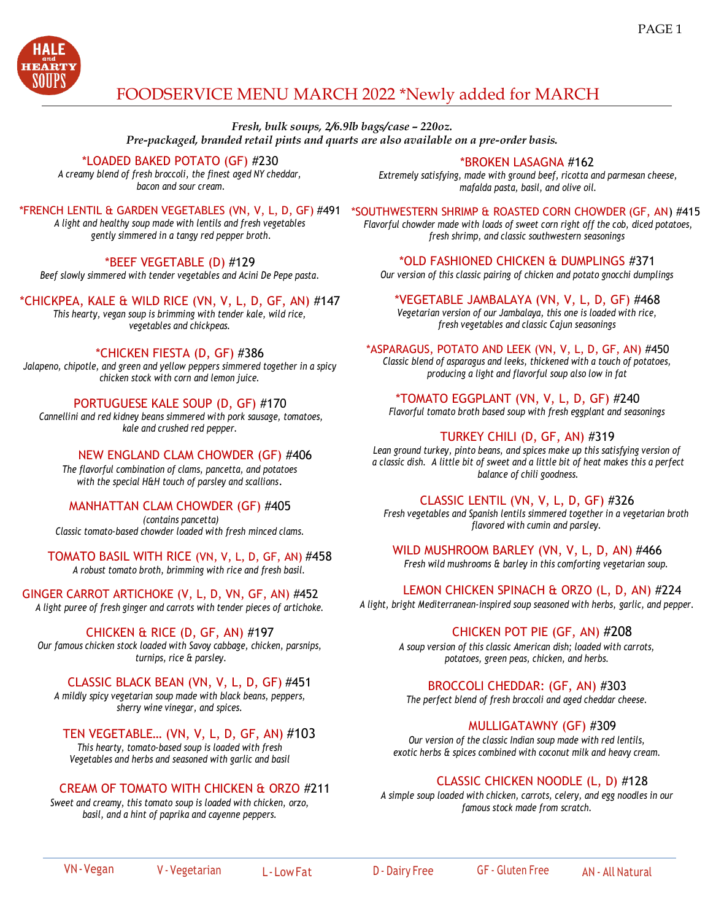HALE and HEARTY SOUPS

# FOODSERVICE MENU MARCH 2022 *Newly added for MARCH

***Fresh, bulk soups, 2/6.9lb bags/case – 220oz.***
***Pre-packaged, branded retail pints and quarts are also available on a pre-order basis.***

### *LOADED BAKED POTATO (GF) #230
*A creamy blend of fresh broccoli, the finest aged NY cheddar, bacon and sour cream.*

### *FRENCH LENTIL & GARDEN VEGETABLES (VN, V, L, D, GF) #491
*A light and healthy soup made with lentils and fresh vegetables gently simmered in a tangy red pepper broth.*

### *BEEF VEGETABLE (D) #129
*Beef slowly simmered with tender vegetables and Acini De Pepe pasta.*

### *CHICKPEA, KALE & WILD RICE (VN, V, L, D, GF, AN) #147
*This hearty, vegan soup is brimming with tender kale, wild rice, vegetables and chickpeas.*

### *CHICKEN FIESTA (D, GF) #386
*Jalapeno, chipotle, and green and yellow peppers simmered together in a spicy chicken stock with corn and lemon juice.*

### PORTUGUESE KALE SOUP (D, GF) #170
*Cannellini and red kidney beans simmered with pork sausage, tomatoes, kale and crushed red pepper.*

### NEW ENGLAND CLAM CHOWDER (GF) #406
*The flavorful combination of clams, pancetta, and potatoes with the special H&H touch of parsley and scallions.*

### MANHATTAN CLAM CHOWDER (GF) #405
*(contains pancetta)*
*Classic tomato-based chowder loaded with fresh minced clams.*

### TOMATO BASIL WITH RICE (VN, V, L, D, GF, AN) #458
*A robust tomato broth, brimming with rice and fresh basil.*

### GINGER CARROT ARTICHOKE (V, L, D, VN, GF, AN) #452
*A light puree of fresh ginger and carrots with tender pieces of artichoke.*

### CHICKEN & RICE (D, GF, AN) #197
*Our famous chicken stock loaded with Savoy cabbage, chicken, parsnips, turnips, rice & parsley.*

### CLASSIC BLACK BEAN (VN, V, L, D, GF) #451
*A mildly spicy vegetarian soup made with black beans, peppers, sherry wine vinegar, and spices.*

### TEN VEGETABLE… (VN, V, L, D, GF, AN) #103
*This hearty, tomato-based soup is loaded with fresh Vegetables and herbs and seasoned with garlic and basil*

### CREAM OF TOMATO WITH CHICKEN & ORZO #211
*Sweet and creamy, this tomato soup is loaded with chicken, orzo, basil, and a hint of paprika and cayenne peppers.*

### *BROKEN LASAGNA #162
*Extremely satisfying, made with ground beef, ricotta and parmesan cheese, mafalda pasta, basil, and olive oil.*

### *SOUTHWESTERN SHRIMP & ROASTED CORN CHOWDER (GF, AN) #415
*Flavorful chowder made with loads of sweet corn right off the cob, diced potatoes, fresh shrimp, and classic southwestern seasonings*

### *OLD FASHIONED CHICKEN & DUMPLINGS #371
*Our version of this classic pairing of chicken and potato gnocchi dumplings*

### *VEGETABLE JAMBALAYA (VN, V, L, D, GF) #468
*Vegetarian version of our Jambalaya, this one is loaded with rice, fresh vegetables and classic Cajun seasonings*

### *ASPARAGUS, POTATO AND LEEK (VN, V, L, D, GF, AN) #450
*Classic blend of asparagus and leeks, thickened with a touch of potatoes, producing a light and flavorful soup also low in fat*

### *TOMATO EGGPLANT (VN, V, L, D, GF) #240
*Flavorful tomato broth based soup with fresh eggplant and seasonings*

### TURKEY CHILI (D, GF, AN) #319
*Lean ground turkey, pinto beans, and spices make up this satisfying version of a classic dish. A little bit of sweet and a little bit of heat makes this a perfect balance of chili goodness.*

### CLASSIC LENTIL (VN, V, L, D, GF) #326
*Fresh vegetables and Spanish lentils simmered together in a vegetarian broth flavored with cumin and parsley.*

### WILD MUSHROOM BARLEY (VN, V, L, D, AN) #466
*Fresh wild mushrooms & barley in this comforting vegetarian soup.*

### LEMON CHICKEN SPINACH & ORZO (L, D, AN) #224
*A light, bright Mediterranean-inspired soup seasoned with herbs, garlic, and pepper.*

### CHICKEN POT PIE (GF, AN) #208
*A soup version of this classic American dish; loaded with carrots, potatoes, green peas, chicken, and herbs.*

### BROCCOLI CHEDDAR: (GF, AN) #303
*The perfect blend of fresh broccoli and aged cheddar cheese.*

### MULLIGATAWNY (GF) #309
*Our version of the classic Indian soup made with red lentils, exotic herbs & spices combined with coconut milk and heavy cream.*

### CLASSIC CHICKEN NOODLE (L, D) #128
*A simple soup loaded with chicken, carrots, celery, and egg noodles in our famous stock made from scratch.*

---

VN - Vegan | V - Vegetarian | L - Low Fat | D - Dairy Free | GF - Gluten Free | AN - All Natural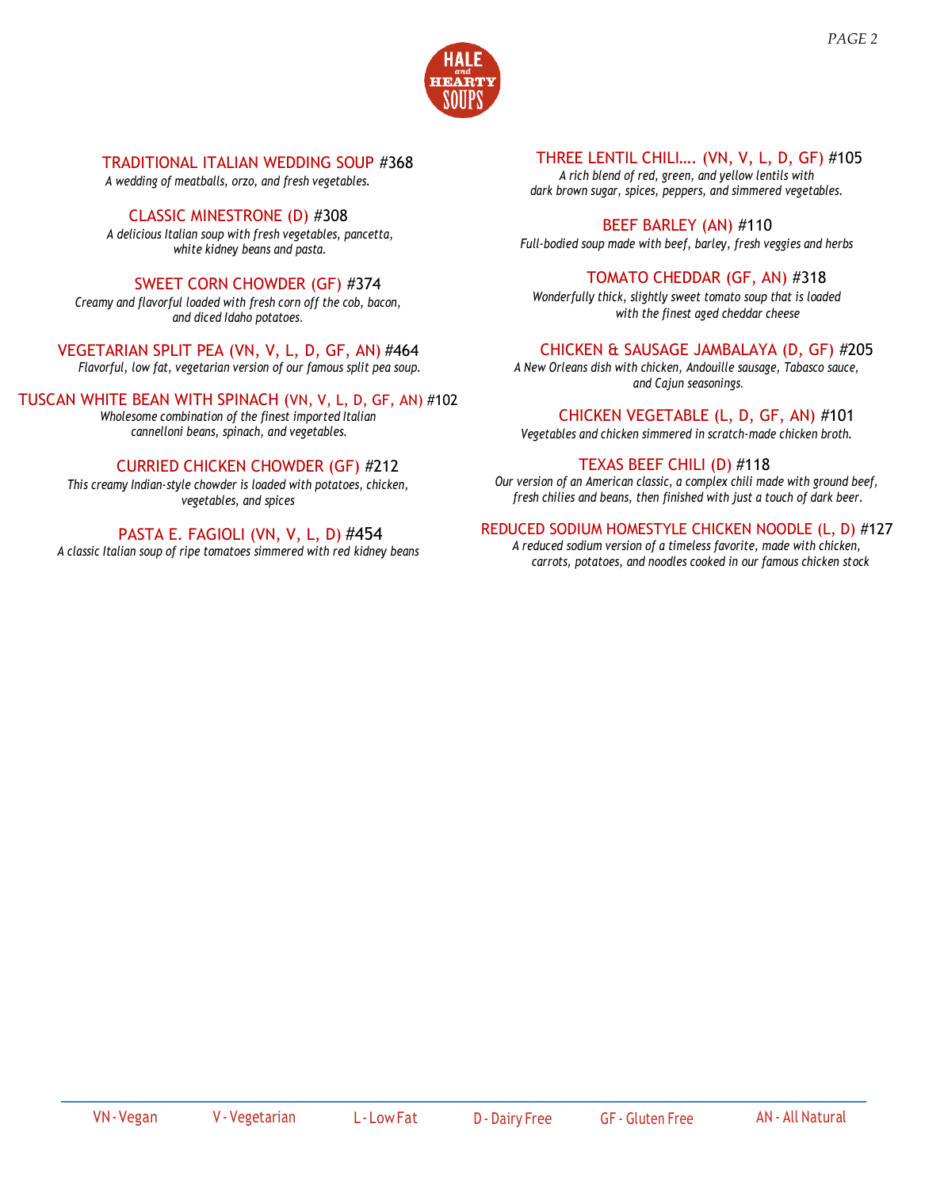HALE and HEARTY SOUPS

### TRADITIONAL ITALIAN WEDDING SOUP #368
*A wedding of meatballs, orzo, and fresh vegetables.*

### CLASSIC MINESTRONE (D) #308
*A delicious Italian soup with fresh vegetables, pancetta, white kidney beans and pasta.*

### SWEET CORN CHOWDER (GF) #374
*Creamy and flavorful loaded with fresh corn off the cob, bacon, and diced Idaho potatoes.*

### VEGETARIAN SPLIT PEA (VN, V, L, D, GF, AN) #464
*Flavorful, low fat, vegetarian version of our famous split pea soup.*

### TUSCAN WHITE BEAN WITH SPINACH (VN, V, L, D, GF, AN) #102
*Wholesome combination of the finest imported Italian cannelloni beans, spinach, and vegetables.*

### CURRIED CHICKEN CHOWDER (GF) #212
*This creamy Indian-style chowder is loaded with potatoes, chicken, vegetables, and spices*

### PASTA E. FAGIOLI (VN, V, L, D) #454
*A classic Italian soup of ripe tomatoes simmered with red kidney beans*

### THREE LENTIL CHILI…. (VN, V, L, D, GF) #105
*A rich blend of red, green, and yellow lentils with dark brown sugar, spices, peppers, and simmered vegetables.*

### BEEF BARLEY (AN) #110
*Full-bodied soup made with beef, barley, fresh veggies and herbs*

### TOMATO CHEDDAR (GF, AN) #318
*Wonderfully thick, slightly sweet tomato soup that is loaded with the finest aged cheddar cheese*

### CHICKEN & SAUSAGE JAMBALAYA (D, GF) #205
*A New Orleans dish with chicken, Andouille sausage, Tabasco sauce, and Cajun seasonings.*

### CHICKEN VEGETABLE (L, D, GF, AN) #101
*Vegetables and chicken simmered in scratch-made chicken broth.*

### TEXAS BEEF CHILI (D) #118
*Our version of an American classic, a complex chili made with ground beef, fresh chilies and beans, then finished with just a touch of dark beer.*

### REDUCED SODIUM HOMESTYLE CHICKEN NOODLE (L, D) #127
*A reduced sodium version of a timeless favorite, made with chicken, carrots, potatoes, and noodles cooked in our famous chicken stock*

---

VN - Vegan    V - Vegetarian    L - Low Fat    D - Dairy Free    GF - Gluten Free    AN - All Natural